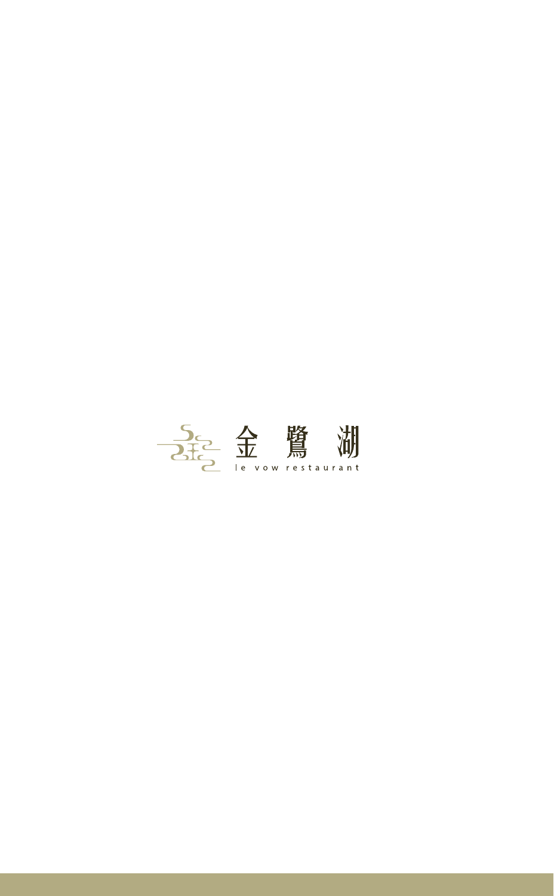# 金 鷺 湖

le vow restaurant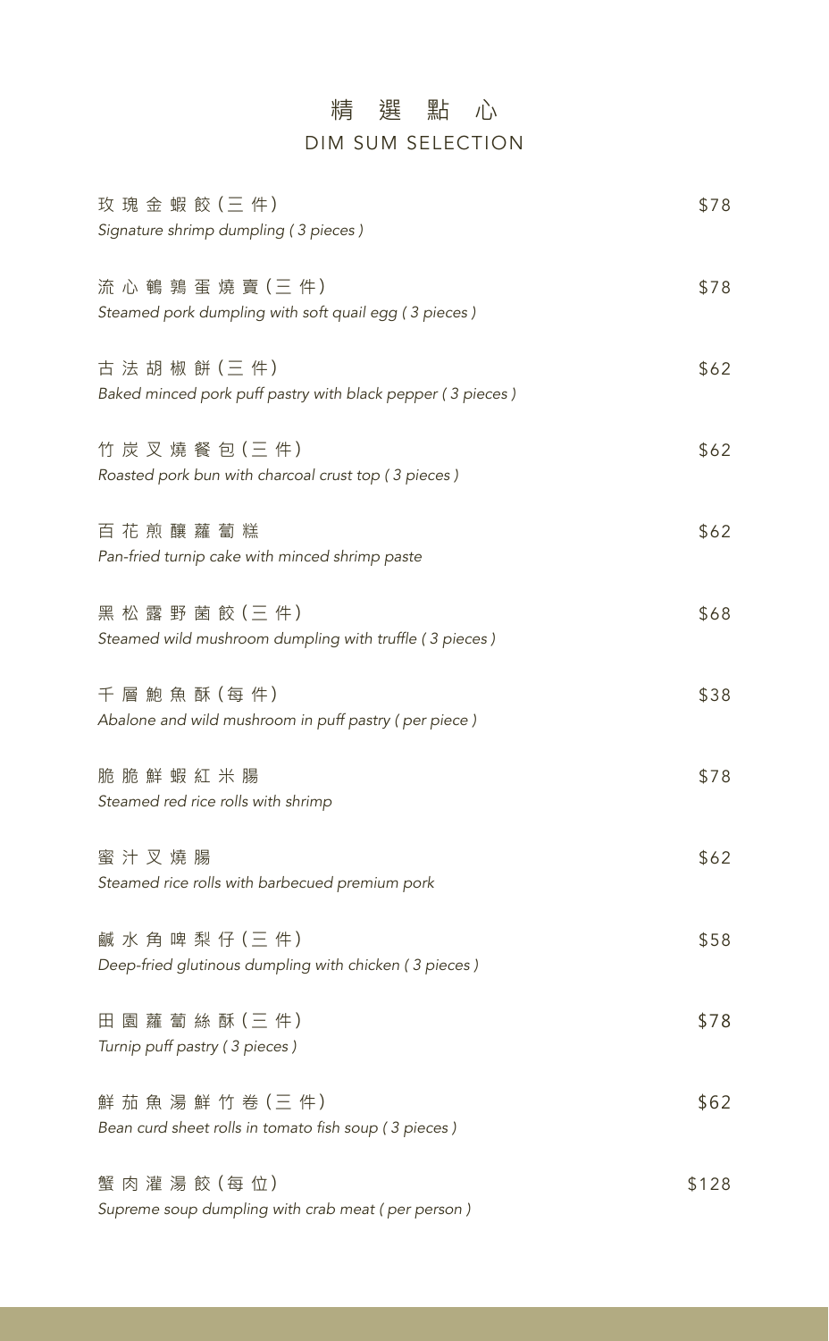# 精選點心
## DIM SUM SELECTION

玫瑰金蝦餃(三件) $78
*Signature shrimp dumpling ( 3 pieces )*

流心鵪鶉蛋燒賣(三件) $78
*Steamed pork dumpling with soft quail egg ( 3 pieces )*

古法胡椒餅(三件) $62
*Baked minced pork puff pastry with black pepper ( 3 pieces )*

竹炭叉燒餐包(三件) $62
*Roasted pork bun with charcoal crust top ( 3 pieces )*

百花煎釀蘿蔔糕 $62
*Pan-fried turnip cake with minced shrimp paste*

黑松露野菌餃(三件) $68
*Steamed wild mushroom dumpling with truffle ( 3 pieces )*

千層鮑魚酥(每件) $38
*Abalone and wild mushroom in puff pastry ( per piece )*

脆脆鮮蝦紅米腸 $78
*Steamed red rice rolls with shrimp*

蜜汁叉燒腸 $62
*Steamed rice rolls with barbecued premium pork*

鹹水角啤梨仔(三件) $58
*Deep-fried glutinous dumpling with chicken ( 3 pieces )*

田園蘿蔔絲酥(三件) $78
*Turnip puff pastry ( 3 pieces )*

鮮茄魚湯鮮竹卷(三件) $62
*Bean curd sheet rolls in tomato fish soup ( 3 pieces )*

蟹肉灌湯餃(每位) $128
*Supreme soup dumpling with crab meat ( per person )*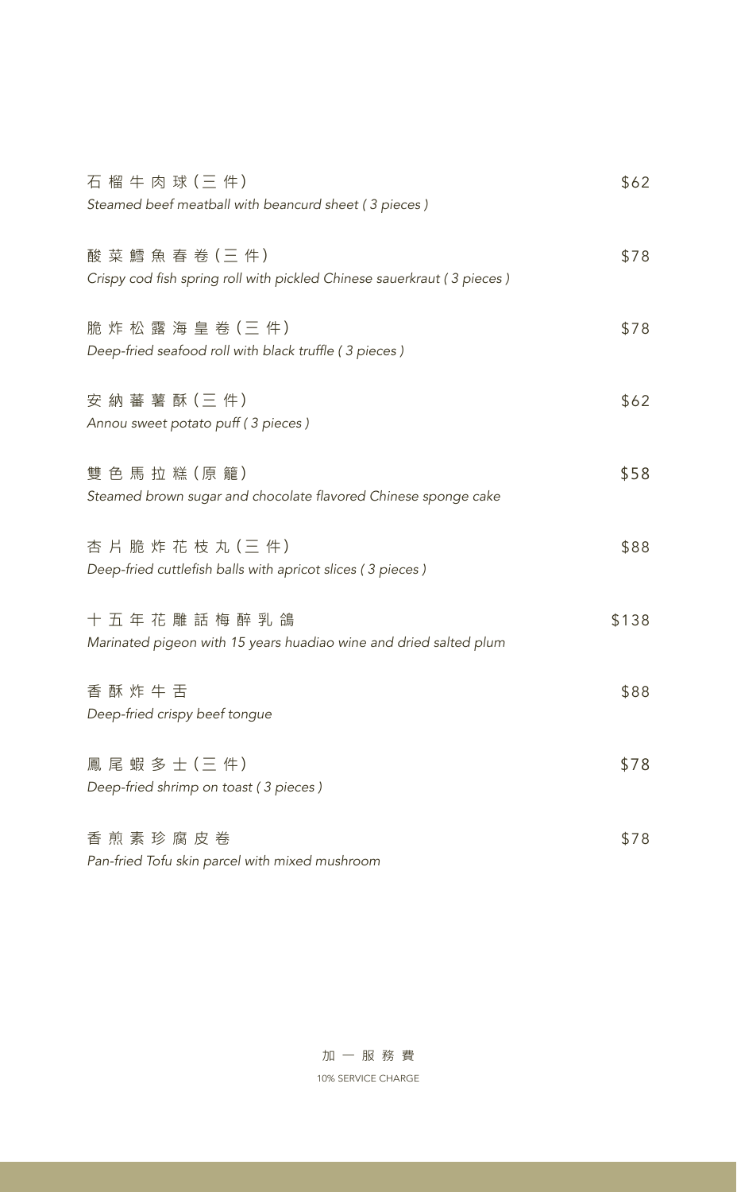石榴牛肉球(三件) $62
*Steamed beef meatball with beancurd sheet ( 3 pieces )*

酸菜鱈魚春卷(三件) $78
*Crispy cod fish spring roll with pickled Chinese sauerkraut ( 3 pieces )*

脆炸松露海皇卷(三件) $78
*Deep-fried seafood roll with black truffle ( 3 pieces )*

安納蕃薯酥(三件) $62
*Annou sweet potato puff ( 3 pieces )*

雙色馬拉糕(原籠) $58
*Steamed brown sugar and chocolate flavored Chinese sponge cake*

杏片脆炸花枝丸(三件) $88
*Deep-fried cuttlefish balls with apricot slices ( 3 pieces )*

十五年花雕話梅醉乳鴿 $138
*Marinated pigeon with 15 years huadiao wine and dried salted plum*

香酥炸牛舌 $88
*Deep-fried crispy beef tongue*

鳳尾蝦多士(三件) $78
*Deep-fried shrimp on toast ( 3 pieces )*

香煎素珍腐皮卷 $78
*Pan-fried Tofu skin parcel with mixed mushroom*

加一服務費
10% SERVICE CHARGE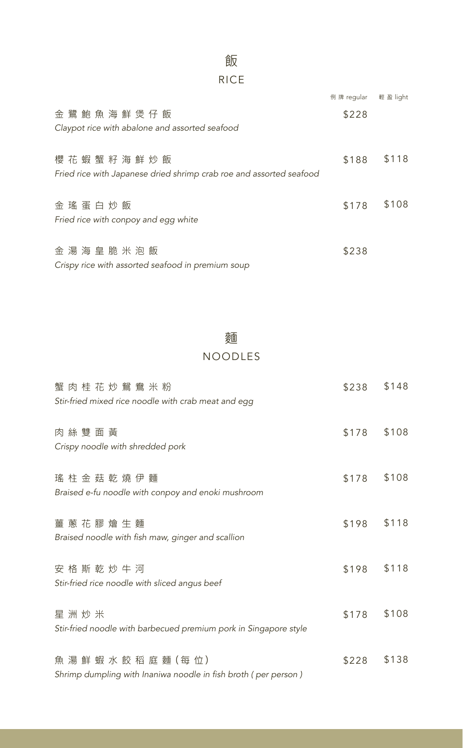# 飯

# RICE

| | 例牌 regular | 輕盈 light |
|---|---|---|
| 金鷺鮑魚海鮮煲仔飯<br>*Claypot rice with abalone and assorted seafood* | $228 | |
| 櫻花蝦蟹籽海鮮炒飯<br>*Fried rice with Japanese dried shrimp crab roe and assorted seafood* | $188 | $118 |
| 金瑤蛋白炒飯<br>*Fried rice with conpoy and egg white* | $178 | $108 |
| 金湯海皇脆米泡飯<br>*Crispy rice with assorted seafood in premium soup* | $238 | |

# 麵

# NOODLES

| | | |
|---|---|---|
| 蟹肉桂花炒鴛鴦米粉<br>*Stir-fried mixed rice noodle with crab meat and egg* | $238 | $148 |
| 肉絲雙面黃<br>*Crispy noodle with shredded pork* | $178 | $108 |
| 瑤柱金菇乾燒伊麵<br>*Braised e-fu noodle with conpoy and enoki mushroom* | $178 | $108 |
| 薑蔥花膠燴生麵<br>*Braised noodle with fish maw, ginger and scallion* | $198 | $118 |
| 安格斯乾炒牛河<br>*Stir-fried rice noodle with sliced angus beef* | $198 | $118 |
| 星洲炒米<br>*Stir-fried noodle with barbecued premium pork in Singapore style* | $178 | $108 |
| 魚湯鮮蝦水餃稻庭麵(每位)<br>*Shrimp dumpling with Inaniwa noodle in fish broth ( per person )* | $228 | $138 |